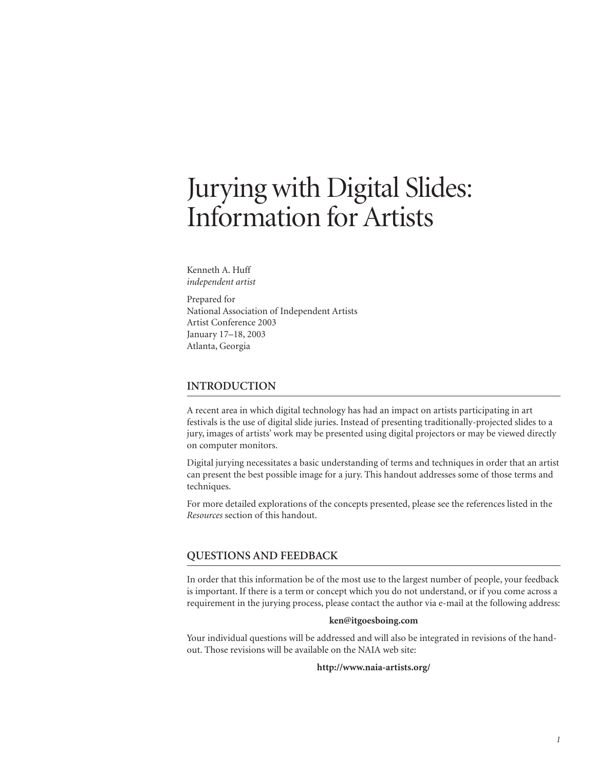# Jurying with Digital Slides: Information for Artists

Kenneth A. Huff
*independent artist*

Prepared for
National Association of Independent Artists
Artist Conference 2003
January 17–18, 2003
Atlanta, Georgia

## INTRODUCTION

A recent area in which digital technology has had an impact on artists participating in art festivals is the use of digital slide juries. Instead of presenting traditionally-projected slides to a jury, images of artists' work may be presented using digital projectors or may be viewed directly on computer monitors.

Digital jurying necessitates a basic understanding of terms and techniques in order that an artist can present the best possible image for a jury. This handout addresses some of those terms and techniques.

For more detailed explorations of the concepts presented, please see the references listed in the *Resources* section of this handout.

## QUESTIONS AND FEEDBACK

In order that this information be of the most use to the largest number of people, your feedback is important. If there is a term or concept which you do not understand, or if you come across a requirement in the jurying process, please contact the author via e-mail at the following address:

**ken@itgoesboing.com**

Your individual questions will be addressed and will also be integrated in revisions of the handout. Those revisions will be available on the NAIA web site:

**http://www.naia-artists.org/**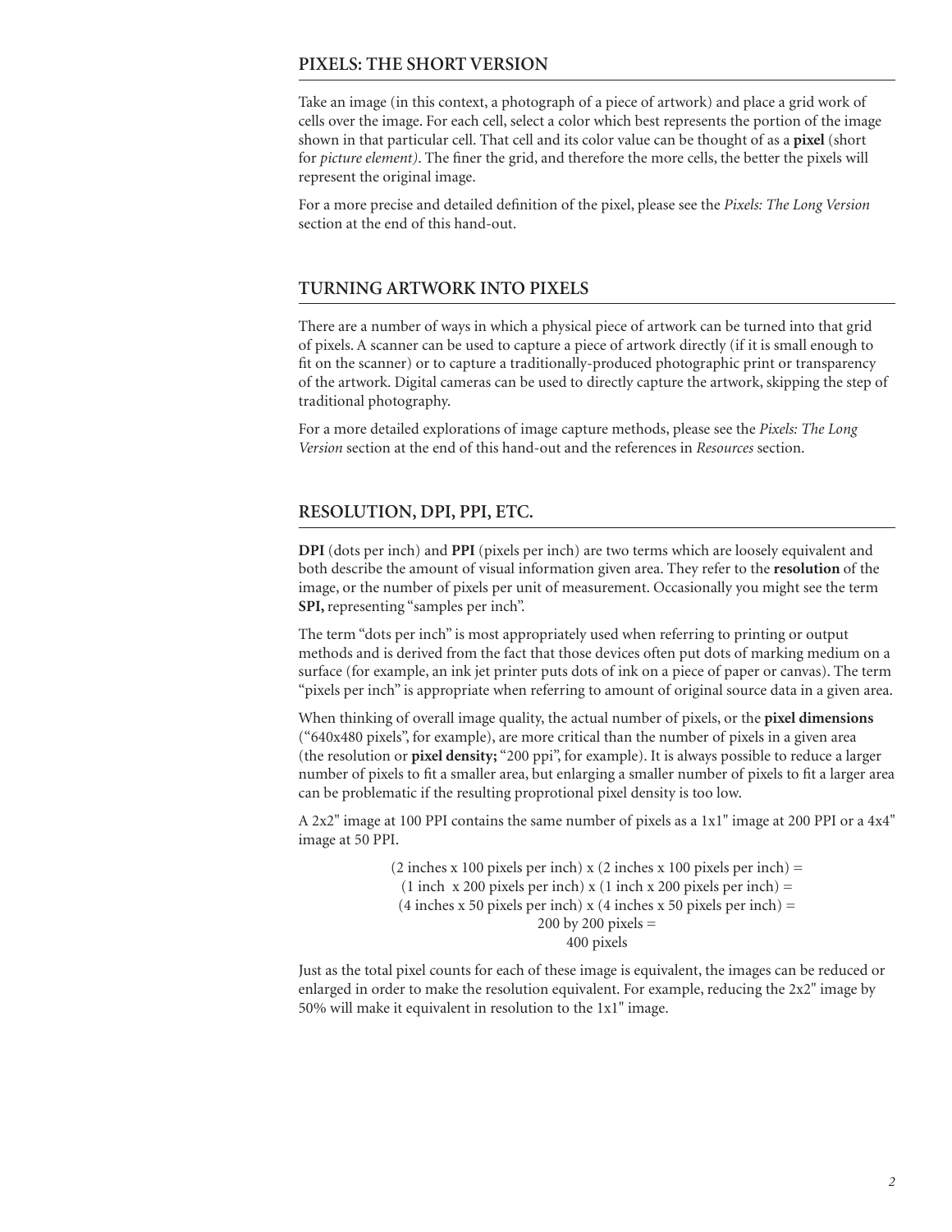## PIXELS: THE SHORT VERSION

Take an image (in this context, a photograph of a piece of artwork) and place a grid work of cells over the image. For each cell, select a color which best represents the portion of the image shown in that particular cell. That cell and its color value can be thought of as a **pixel** (short for *picture element)*. The finer the grid, and therefore the more cells, the better the pixels will represent the original image.

For a more precise and detailed definition of the pixel, please see the *Pixels: The Long Version* section at the end of this hand-out.

## TURNING ARTWORK INTO PIXELS

There are a number of ways in which a physical piece of artwork can be turned into that grid of pixels. A scanner can be used to capture a piece of artwork directly (if it is small enough to fit on the scanner) or to capture a traditionally-produced photographic print or transparency of the artwork. Digital cameras can be used to directly capture the artwork, skipping the step of traditional photography.

For a more detailed explorations of image capture methods, please see the *Pixels: The Long Version* section at the end of this hand-out and the references in *Resources* section.

## RESOLUTION, DPI, PPI, ETC.

**DPI** (dots per inch) and **PPI** (pixels per inch) are two terms which are loosely equivalent and both describe the amount of visual information given area. They refer to the **resolution** of the image, or the number of pixels per unit of measurement. Occasionally you might see the term **SPI,** representing "samples per inch".

The term "dots per inch" is most appropriately used when referring to printing or output methods and is derived from the fact that those devices often put dots of marking medium on a surface (for example, an ink jet printer puts dots of ink on a piece of paper or canvas). The term "pixels per inch" is appropriate when referring to amount of original source data in a given area.

When thinking of overall image quality, the actual number of pixels, or the **pixel dimensions** ("640x480 pixels", for example), are more critical than the number of pixels in a given area (the resolution or **pixel density;** "200 ppi", for example). It is always possible to reduce a larger number of pixels to fit a smaller area, but enlarging a smaller number of pixels to fit a larger area can be problematic if the resulting proprotional pixel density is too low.

A 2x2" image at 100 PPI contains the same number of pixels as a 1x1" image at 200 PPI or a 4x4" image at 50 PPI.

(2 inches x 100 pixels per inch) x (2 inches x 100 pixels per inch) =
(1 inch x 200 pixels per inch) x (1 inch x 200 pixels per inch) =
(4 inches x 50 pixels per inch) x (4 inches x 50 pixels per inch) =
200 by 200 pixels =
400 pixels

Just as the total pixel counts for each of these image is equivalent, the images can be reduced or enlarged in order to make the resolution equivalent. For example, reducing the 2x2" image by 50% will make it equivalent in resolution to the 1x1" image.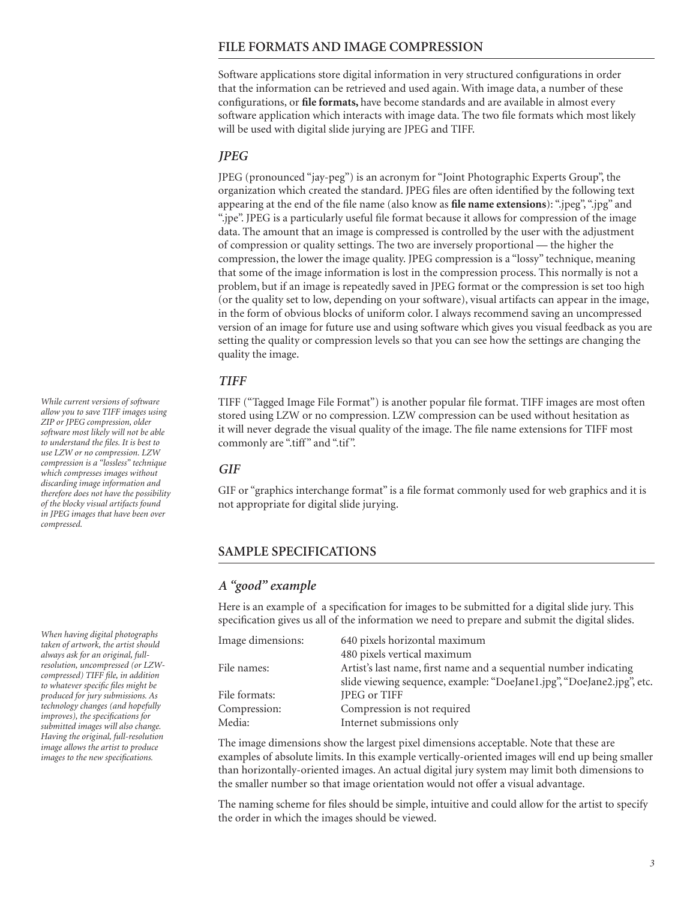## FILE FORMATS AND IMAGE COMPRESSION

Software applications store digital information in very structured configurations in order that the information can be retrieved and used again. With image data, a number of these configurations, or **file formats,** have become standards and are available in almost every software application which interacts with image data. The two file formats which most likely will be used with digital slide jurying are JPEG and TIFF.

### *JPEG*

JPEG (pronounced "jay-peg") is an acronym for "Joint Photographic Experts Group", the organization which created the standard. JPEG files are often identified by the following text appearing at the end of the file name (also know as **file name extensions**): ".jpeg", ".jpg" and ".jpe". JPEG is a particularly useful file format because it allows for compression of the image data. The amount that an image is compressed is controlled by the user with the adjustment of compression or quality settings. The two are inversely proportional — the higher the compression, the lower the image quality. JPEG compression is a "lossy" technique, meaning that some of the image information is lost in the compression process. This normally is not a problem, but if an image is repeatedly saved in JPEG format or the compression is set too high (or the quality set to low, depending on your software), visual artifacts can appear in the image, in the form of obvious blocks of uniform color. I always recommend saving an uncompressed version of an image for future use and using software which gives you visual feedback as you are setting the quality or compression levels so that you can see how the settings are changing the quality the image.

### *TIFF*

TIFF ("Tagged Image File Format") is another popular file format. TIFF images are most often stored using LZW or no compression. LZW compression can be used without hesitation as it will never degrade the visual quality of the image. The file name extensions for TIFF most commonly are ".tiff" and ".tif".

*While current versions of software allow you to save TIFF images using ZIP or JPEG compression, older software most likely will not be able to understand the files. It is best to use LZW or no compression. LZW compression is a "lossless" technique which compresses images without discarding image information and therefore does not have the possibility of the blocky visual artifacts found in JPEG images that have been over compressed.*

### *GIF*

GIF or "graphics interchange format" is a file format commonly used for web graphics and it is not appropriate for digital slide jurying.

## SAMPLE SPECIFICATIONS

### *A "good" example*

Here is an example of a specification for images to be submitted for a digital slide jury. This specification gives us all of the information we need to prepare and submit the digital slides.

| | |
|---|---|
| Image dimensions: | 640 pixels horizontal maximum<br>480 pixels vertical maximum |
| File names: | Artist's last name, first name and a sequential number indicating slide viewing sequence, example: "DoeJane1.jpg", "DoeJane2.jpg", etc. |
| File formats: | JPEG or TIFF |
| Compression: | Compression is not required |
| Media: | Internet submissions only |

The image dimensions show the largest pixel dimensions acceptable. Note that these are examples of absolute limits. In this example vertically-oriented images will end up being smaller than horizontally-oriented images. An actual digital jury system may limit both dimensions to the smaller number so that image orientation would not offer a visual advantage.

The naming scheme for files should be simple, intuitive and could allow for the artist to specify the order in which the images should be viewed.

*When having digital photographs taken of artwork, the artist should always ask for an original, full-resolution, uncompressed (or LZW-compressed) TIFF file, in addition to whatever specific files might be produced for jury submissions. As technology changes (and hopefully improves), the specifications for submitted images will also change. Having the original, full-resolution image allows the artist to produce images to the new specifications.*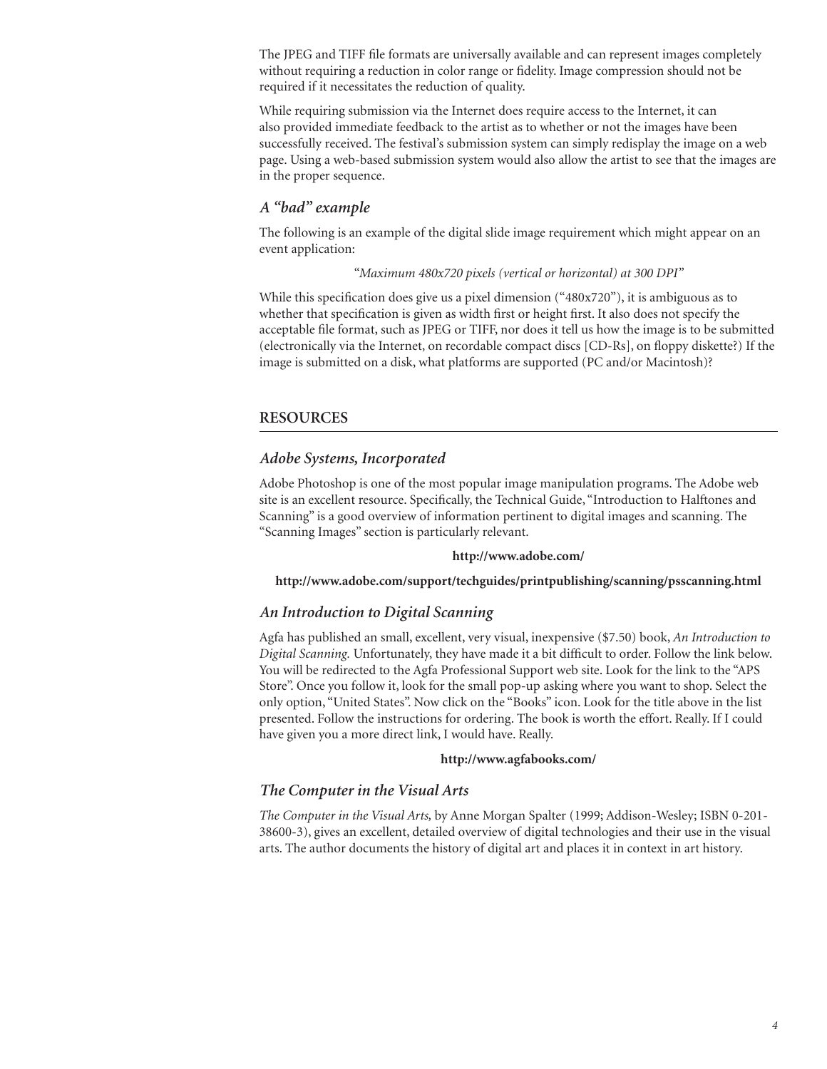The JPEG and TIFF file formats are universally available and can represent images completely without requiring a reduction in color range or fidelity. Image compression should not be required if it necessitates the reduction of quality.

While requiring submission via the Internet does require access to the Internet, it can also provided immediate feedback to the artist as to whether or not the images have been successfully received. The festival's submission system can simply redisplay the image on a web page. Using a web-based submission system would also allow the artist to see that the images are in the proper sequence.

### *A "bad" example*

The following is an example of the digital slide image requirement which might appear on an event application:

> *"Maximum 480x720 pixels (vertical or horizontal) at 300 DPI"*

While this specification does give us a pixel dimension ("480x720"), it is ambiguous as to whether that specification is given as width first or height first. It also does not specify the acceptable file format, such as JPEG or TIFF, nor does it tell us how the image is to be submitted (electronically via the Internet, on recordable compact discs [CD-Rs], on floppy diskette?) If the image is submitted on a disk, what platforms are supported (PC and/or Macintosh)?

## RESOURCES

### *Adobe Systems, Incorporated*

Adobe Photoshop is one of the most popular image manipulation programs. The Adobe web site is an excellent resource. Specifically, the Technical Guide, "Introduction to Halftones and Scanning" is a good overview of information pertinent to digital images and scanning. The "Scanning Images" section is particularly relevant.

**http://www.adobe.com/**

**http://www.adobe.com/support/techguides/printpublishing/scanning/psscanning.html**

### *An Introduction to Digital Scanning*

Agfa has published an small, excellent, very visual, inexpensive ($7.50) book, *An Introduction to Digital Scanning.* Unfortunately, they have made it a bit difficult to order. Follow the link below. You will be redirected to the Agfa Professional Support web site. Look for the link to the "APS Store". Once you follow it, look for the small pop-up asking where you want to shop. Select the only option, "United States". Now click on the "Books" icon. Look for the title above in the list presented. Follow the instructions for ordering. The book is worth the effort. Really. If I could have given you a more direct link, I would have. Really.

**http://www.agfabooks.com/**

### *The Computer in the Visual Arts*

*The Computer in the Visual Arts,* by Anne Morgan Spalter (1999; Addison-Wesley; ISBN 0-201-38600-3), gives an excellent, detailed overview of digital technologies and their use in the visual arts. The author documents the history of digital art and places it in context in art history.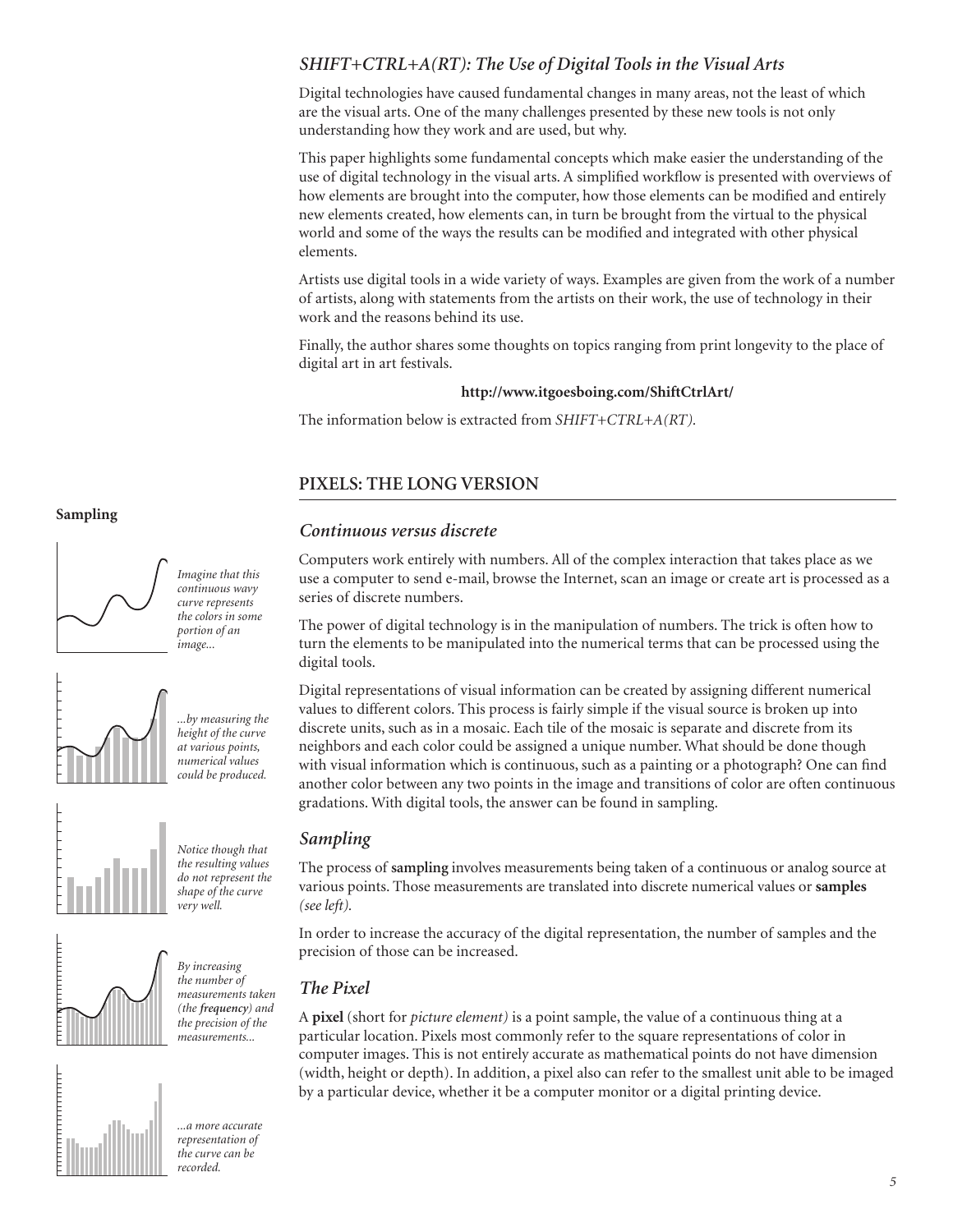## *SHIFT+CTRL+A(RT): The Use of Digital Tools in the Visual Arts*

Digital technologies have caused fundamental changes in many areas, not the least of which are the visual arts. One of the many challenges presented by these new tools is not only understanding how they work and are used, but why.

This paper highlights some fundamental concepts which make easier the understanding of the use of digital technology in the visual arts. A simplified workflow is presented with overviews of how elements are brought into the computer, how those elements can be modified and entirely new elements created, how elements can, in turn be brought from the virtual to the physical world and some of the ways the results can be modified and integrated with other physical elements.

Artists use digital tools in a wide variety of ways. Examples are given from the work of a number of artists, along with statements from the artists on their work, the use of technology in their work and the reasons behind its use.

Finally, the author shares some thoughts on topics ranging from print longevity to the place of digital art in art festivals.

**http://www.itgoesboing.com/ShiftCtrlArt/**

The information below is extracted from *SHIFT+CTRL+A(RT)*.

## PIXELS: THE LONG VERSION

### *Continuous versus discrete*

Computers work entirely with numbers. All of the complex interaction that takes place as we use a computer to send e-mail, browse the Internet, scan an image or create art is processed as a series of discrete numbers.

The power of digital technology is in the manipulation of numbers. The trick is often how to turn the elements to be manipulated into the numerical terms that can be processed using the digital tools.

Digital representations of visual information can be created by assigning different numerical values to different colors. This process is fairly simple if the visual source is broken up into discrete units, such as in a mosaic. Each tile of the mosaic is separate and discrete from its neighbors and each color could be assigned a unique number. What should be done though with visual information which is continuous, such as a painting or a photograph? One can find another color between any two points in the image and transitions of color are often continuous gradations. With digital tools, the answer can be found in sampling.

### *Sampling*

The process of **sampling** involves measurements being taken of a continuous or analog source at various points. Those measurements are translated into discrete numerical values or **samples** *(see left)*.

In order to increase the accuracy of the digital representation, the number of samples and the precision of those can be increased.

**Sampling**

*Imagine that this continuous wavy curve represents the colors in some portion of an image...*

*...by measuring the height of the curve at various points, numerical values could be produced.*

*Notice though that the resulting values do not represent the shape of the curve very well.*

*By increasing the number of measurements taken (the **frequency**) and the precision of the measurements...*

*...a more accurate representation of the curve can be recorded.*

### *The Pixel*

A **pixel** (short for *picture element)* is a point sample, the value of a continuous thing at a particular location. Pixels most commonly refer to the square representations of color in computer images. This is not entirely accurate as mathematical points do not have dimension (width, height or depth). In addition, a pixel also can refer to the smallest unit able to be imaged by a particular device, whether it be a computer monitor or a digital printing device.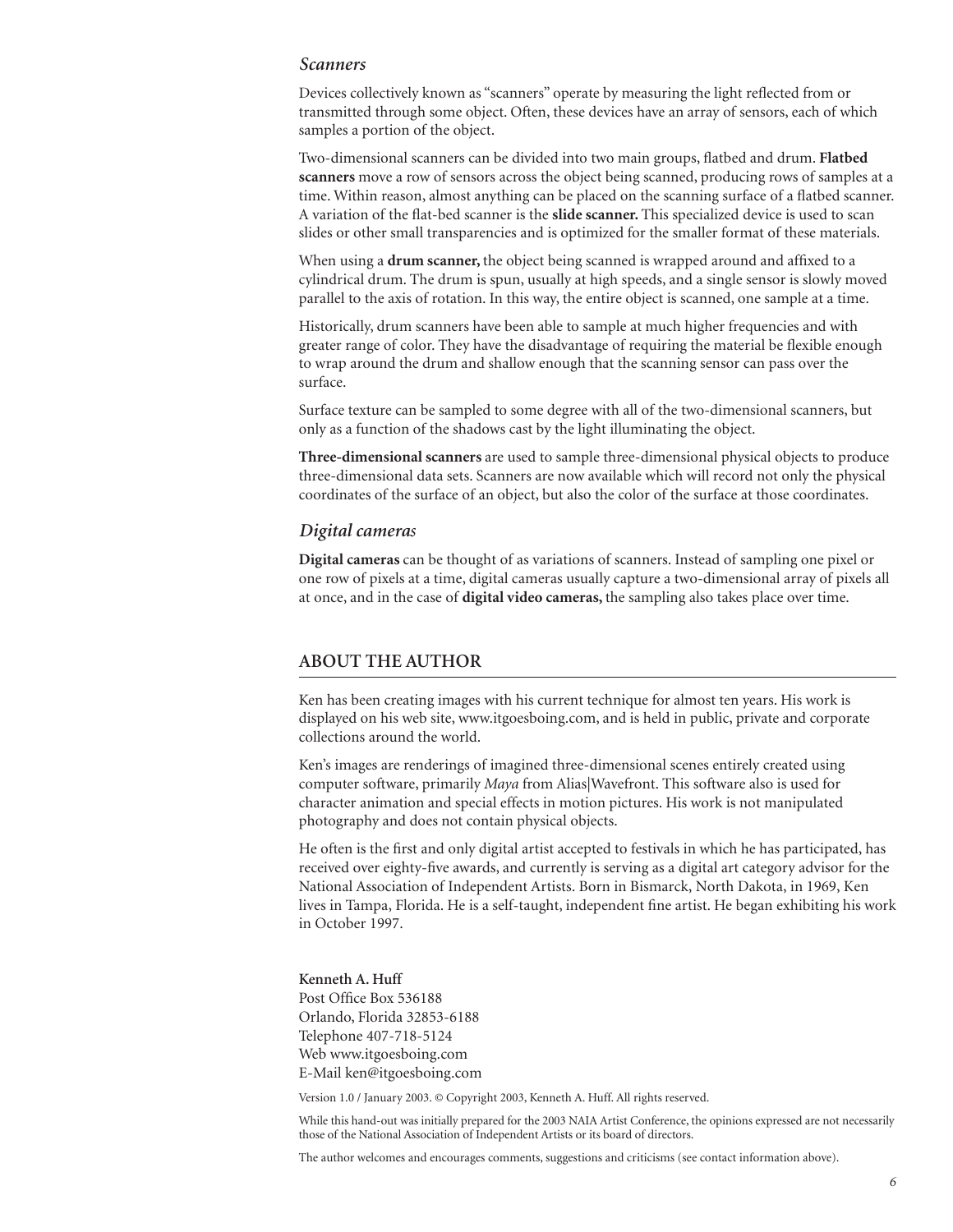### *Scanners*

Devices collectively known as "scanners" operate by measuring the light reflected from or transmitted through some object. Often, these devices have an array of sensors, each of which samples a portion of the object.

Two-dimensional scanners can be divided into two main groups, flatbed and drum. **Flatbed scanners** move a row of sensors across the object being scanned, producing rows of samples at a time. Within reason, almost anything can be placed on the scanning surface of a flatbed scanner. A variation of the flat-bed scanner is the **slide scanner.** This specialized device is used to scan slides or other small transparencies and is optimized for the smaller format of these materials.

When using a **drum scanner,** the object being scanned is wrapped around and affixed to a cylindrical drum. The drum is spun, usually at high speeds, and a single sensor is slowly moved parallel to the axis of rotation. In this way, the entire object is scanned, one sample at a time.

Historically, drum scanners have been able to sample at much higher frequencies and with greater range of color. They have the disadvantage of requiring the material be flexible enough to wrap around the drum and shallow enough that the scanning sensor can pass over the surface.

Surface texture can be sampled to some degree with all of the two-dimensional scanners, but only as a function of the shadows cast by the light illuminating the object.

**Three-dimensional scanners** are used to sample three-dimensional physical objects to produce three-dimensional data sets. Scanners are now available which will record not only the physical coordinates of the surface of an object, but also the color of the surface at those coordinates.

### *Digital cameras*

**Digital cameras** can be thought of as variations of scanners. Instead of sampling one pixel or one row of pixels at a time, digital cameras usually capture a two-dimensional array of pixels all at once, and in the case of **digital video cameras,** the sampling also takes place over time.

## ABOUT THE AUTHOR

Ken has been creating images with his current technique for almost ten years. His work is displayed on his web site, www.itgoesboing.com, and is held in public, private and corporate collections around the world.

Ken's images are renderings of imagined three-dimensional scenes entirely created using computer software, primarily *Maya* from Alias|Wavefront. This software also is used for character animation and special effects in motion pictures. His work is not manipulated photography and does not contain physical objects.

He often is the first and only digital artist accepted to festivals in which he has participated, has received over eighty-five awards, and currently is serving as a digital art category advisor for the National Association of Independent Artists. Born in Bismarck, North Dakota, in 1969, Ken lives in Tampa, Florida. He is a self-taught, independent fine artist. He began exhibiting his work in October 1997.

**Kenneth A. Huff**
Post Office Box 536188
Orlando, Florida 32853-6188
Telephone 407-718-5124
Web www.itgoesboing.com
E-Mail ken@itgoesboing.com

Version 1.0 / January 2003. © Copyright 2003, Kenneth A. Huff. All rights reserved.

While this hand-out was initially prepared for the 2003 NAIA Artist Conference, the opinions expressed are not necessarily those of the National Association of Independent Artists or its board of directors.

The author welcomes and encourages comments, suggestions and criticisms (see contact information above).